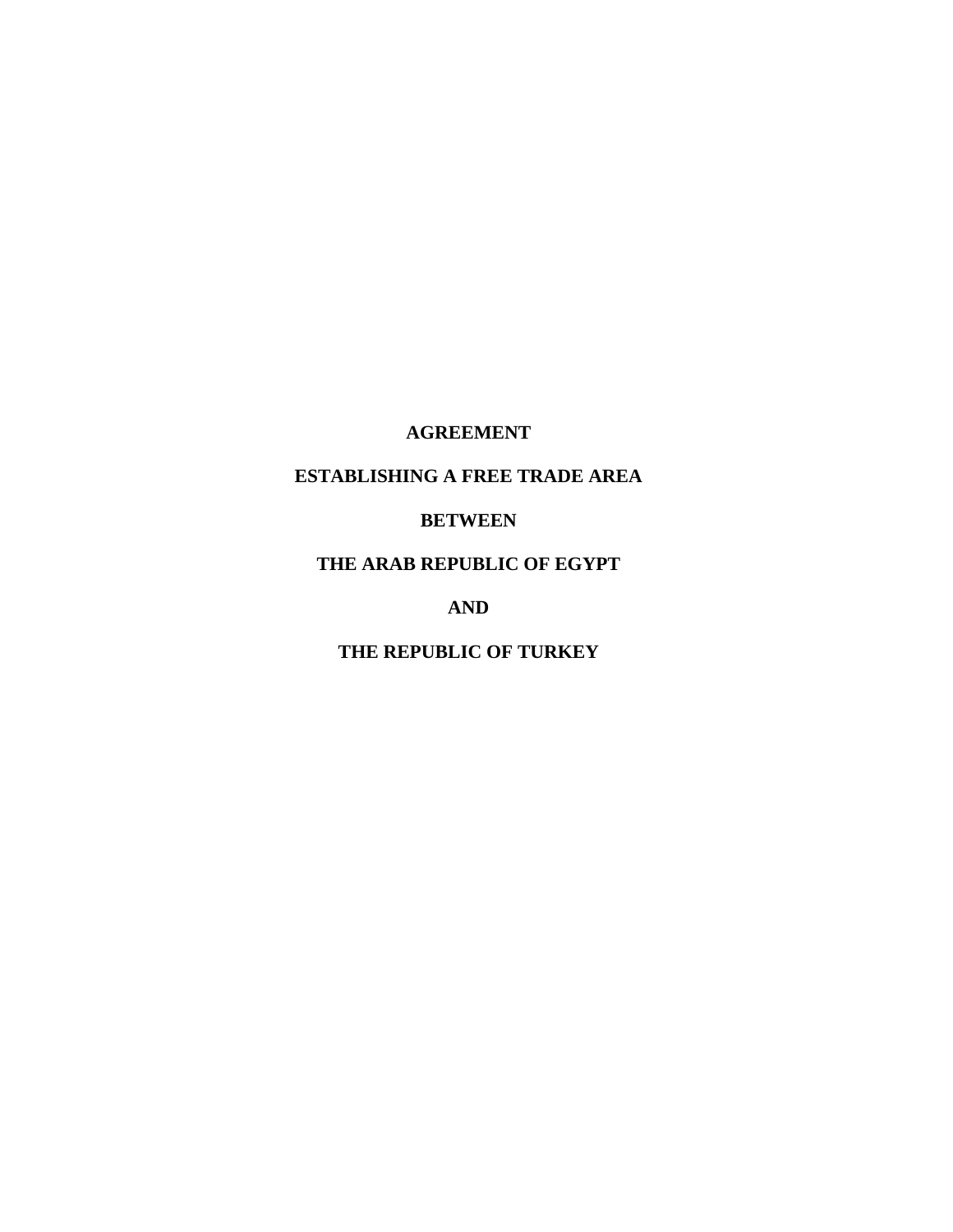# AGREEMENT

# ESTABLISHING A FREE TRADE AREA

# BETWEEN

# THE ARAB REPUBLIC OF EGYPT

# AND

# THE REPUBLIC OF TURKEY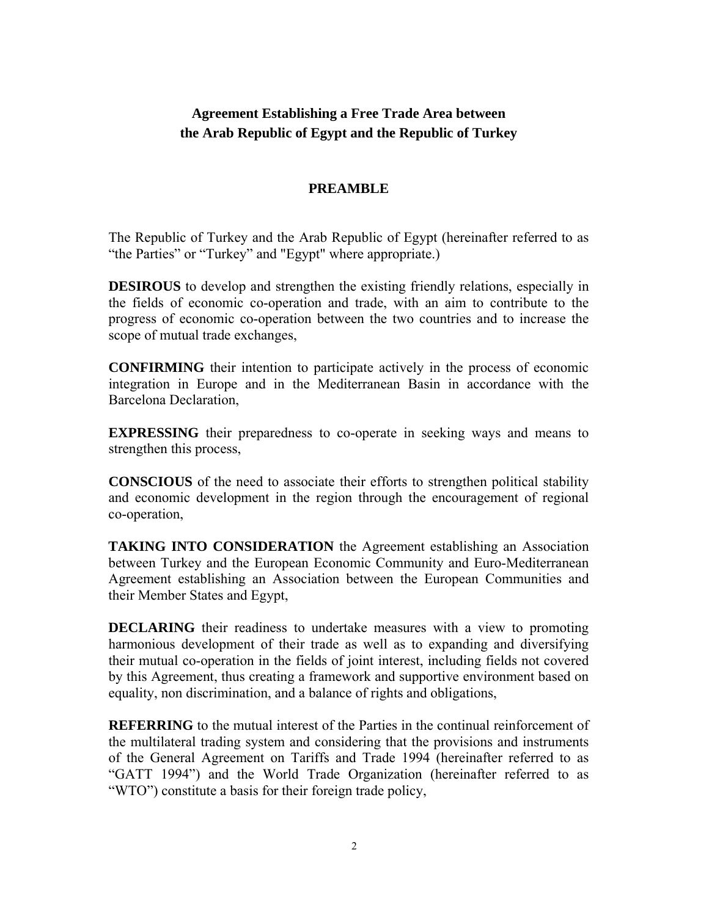# Agreement Establishing a Free Trade Area between the Arab Republic of Egypt and the Republic of Turkey

## PREAMBLE

The Republic of Turkey and the Arab Republic of Egypt (hereinafter referred to as "the Parties" or "Turkey" and "Egypt" where appropriate.)

**DESIROUS** to develop and strengthen the existing friendly relations, especially in the fields of economic co-operation and trade, with an aim to contribute to the progress of economic co-operation between the two countries and to increase the scope of mutual trade exchanges,

**CONFIRMING** their intention to participate actively in the process of economic integration in Europe and in the Mediterranean Basin in accordance with the Barcelona Declaration,

**EXPRESSING** their preparedness to co-operate in seeking ways and means to strengthen this process,

**CONSCIOUS** of the need to associate their efforts to strengthen political stability and economic development in the region through the encouragement of regional co-operation,

**TAKING INTO CONSIDERATION** the Agreement establishing an Association between Turkey and the European Economic Community and Euro-Mediterranean Agreement establishing an Association between the European Communities and their Member States and Egypt,

**DECLARING** their readiness to undertake measures with a view to promoting harmonious development of their trade as well as to expanding and diversifying their mutual co-operation in the fields of joint interest, including fields not covered by this Agreement, thus creating a framework and supportive environment based on equality, non discrimination, and a balance of rights and obligations,

**REFERRING** to the mutual interest of the Parties in the continual reinforcement of the multilateral trading system and considering that the provisions and instruments of the General Agreement on Tariffs and Trade 1994 (hereinafter referred to as "GATT 1994") and the World Trade Organization (hereinafter referred to as "WTO") constitute a basis for their foreign trade policy,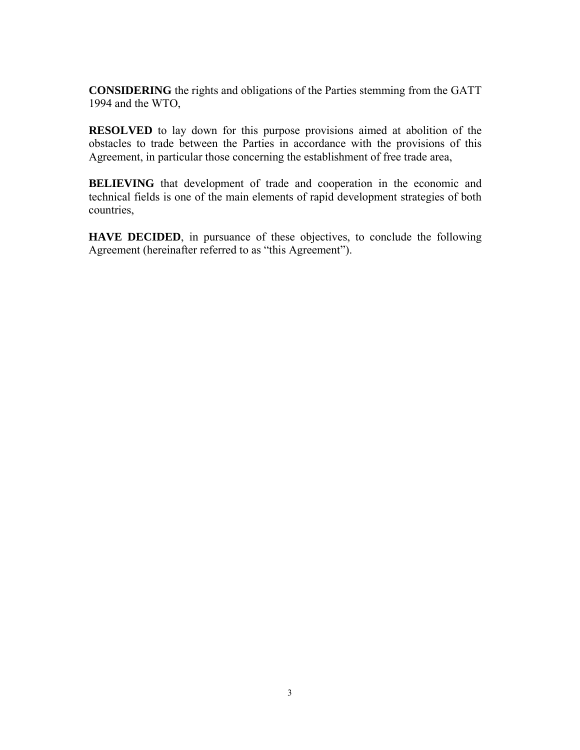**CONSIDERING** the rights and obligations of the Parties stemming from the GATT 1994 and the WTO,

**RESOLVED** to lay down for this purpose provisions aimed at abolition of the obstacles to trade between the Parties in accordance with the provisions of this Agreement, in particular those concerning the establishment of free trade area,

**BELIEVING** that development of trade and cooperation in the economic and technical fields is one of the main elements of rapid development strategies of both countries,

**HAVE DECIDED**, in pursuance of these objectives, to conclude the following Agreement (hereinafter referred to as "this Agreement").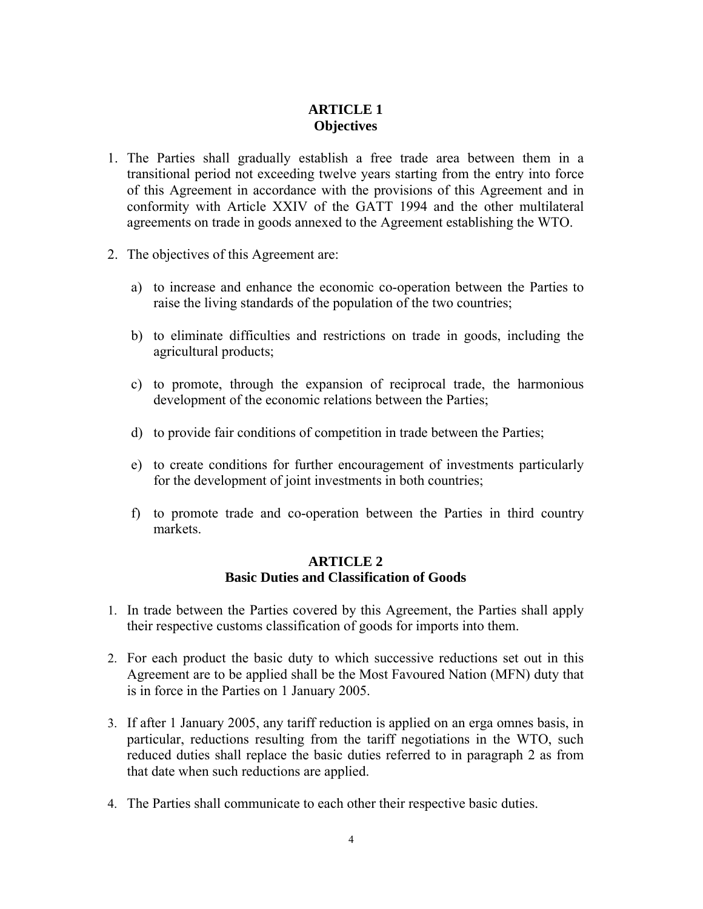## ARTICLE 1
## Objectives

1. The Parties shall gradually establish a free trade area between them in a transitional period not exceeding twelve years starting from the entry into force of this Agreement in accordance with the provisions of this Agreement and in conformity with Article XXIV of the GATT 1994 and the other multilateral agreements on trade in goods annexed to the Agreement establishing the WTO.

2. The objectives of this Agreement are:

   a) to increase and enhance the economic co-operation between the Parties to raise the living standards of the population of the two countries;

   b) to eliminate difficulties and restrictions on trade in goods, including the agricultural products;

   c) to promote, through the expansion of reciprocal trade, the harmonious development of the economic relations between the Parties;

   d) to provide fair conditions of competition in trade between the Parties;

   e) to create conditions for further encouragement of investments particularly for the development of joint investments in both countries;

   f) to promote trade and co-operation between the Parties in third country markets.

## ARTICLE 2
## Basic Duties and Classification of Goods

1. In trade between the Parties covered by this Agreement, the Parties shall apply their respective customs classification of goods for imports into them.

2. For each product the basic duty to which successive reductions set out in this Agreement are to be applied shall be the Most Favoured Nation (MFN) duty that is in force in the Parties on 1 January 2005.

3. If after 1 January 2005, any tariff reduction is applied on an erga omnes basis, in particular, reductions resulting from the tariff negotiations in the WTO, such reduced duties shall replace the basic duties referred to in paragraph 2 as from that date when such reductions are applied.

4. The Parties shall communicate to each other their respective basic duties.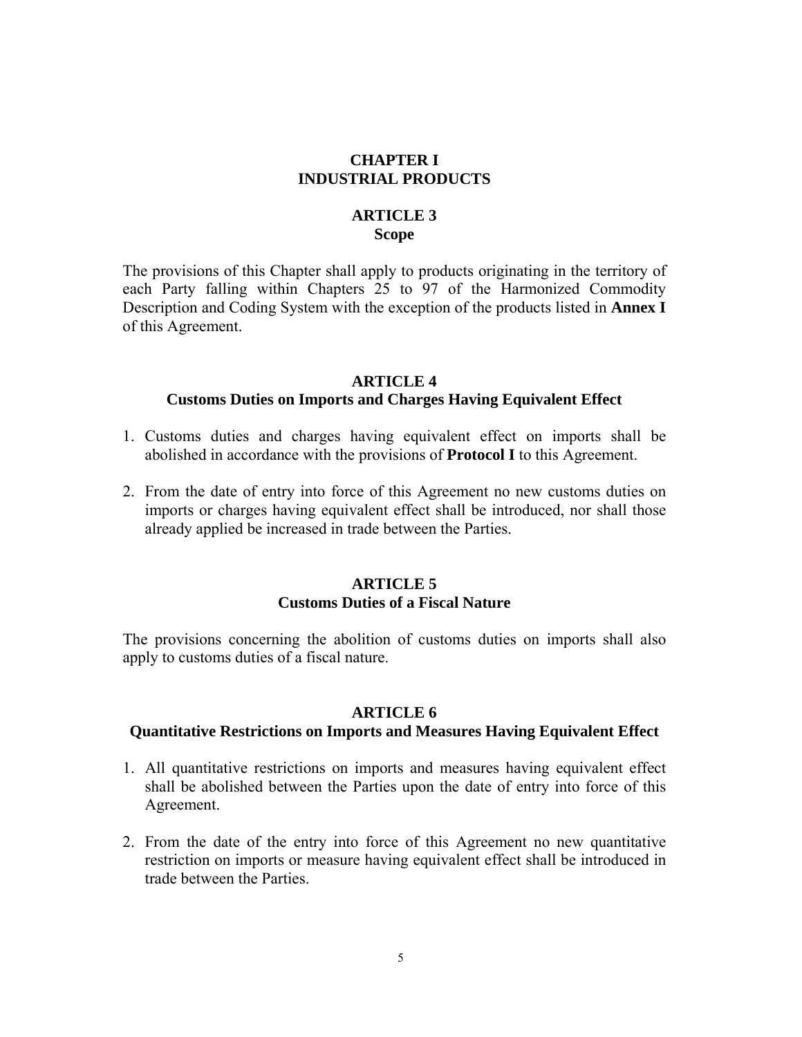# CHAPTER I
# INDUSTRIAL PRODUCTS

## ARTICLE 3
## Scope

The provisions of this Chapter shall apply to products originating in the territory of each Party falling within Chapters 25 to 97 of the Harmonized Commodity Description and Coding System with the exception of the products listed in **Annex I** of this Agreement.

## ARTICLE 4
## Customs Duties on Imports and Charges Having Equivalent Effect

1. Customs duties and charges having equivalent effect on imports shall be abolished in accordance with the provisions of **Protocol I** to this Agreement.

2. From the date of entry into force of this Agreement no new customs duties on imports or charges having equivalent effect shall be introduced, nor shall those already applied be increased in trade between the Parties.

## ARTICLE 5
## Customs Duties of a Fiscal Nature

The provisions concerning the abolition of customs duties on imports shall also apply to customs duties of a fiscal nature.

## ARTICLE 6
## Quantitative Restrictions on Imports and Measures Having Equivalent Effect

1. All quantitative restrictions on imports and measures having equivalent effect shall be abolished between the Parties upon the date of entry into force of this Agreement.

2. From the date of the entry into force of this Agreement no new quantitative restriction on imports or measure having equivalent effect shall be introduced in trade between the Parties.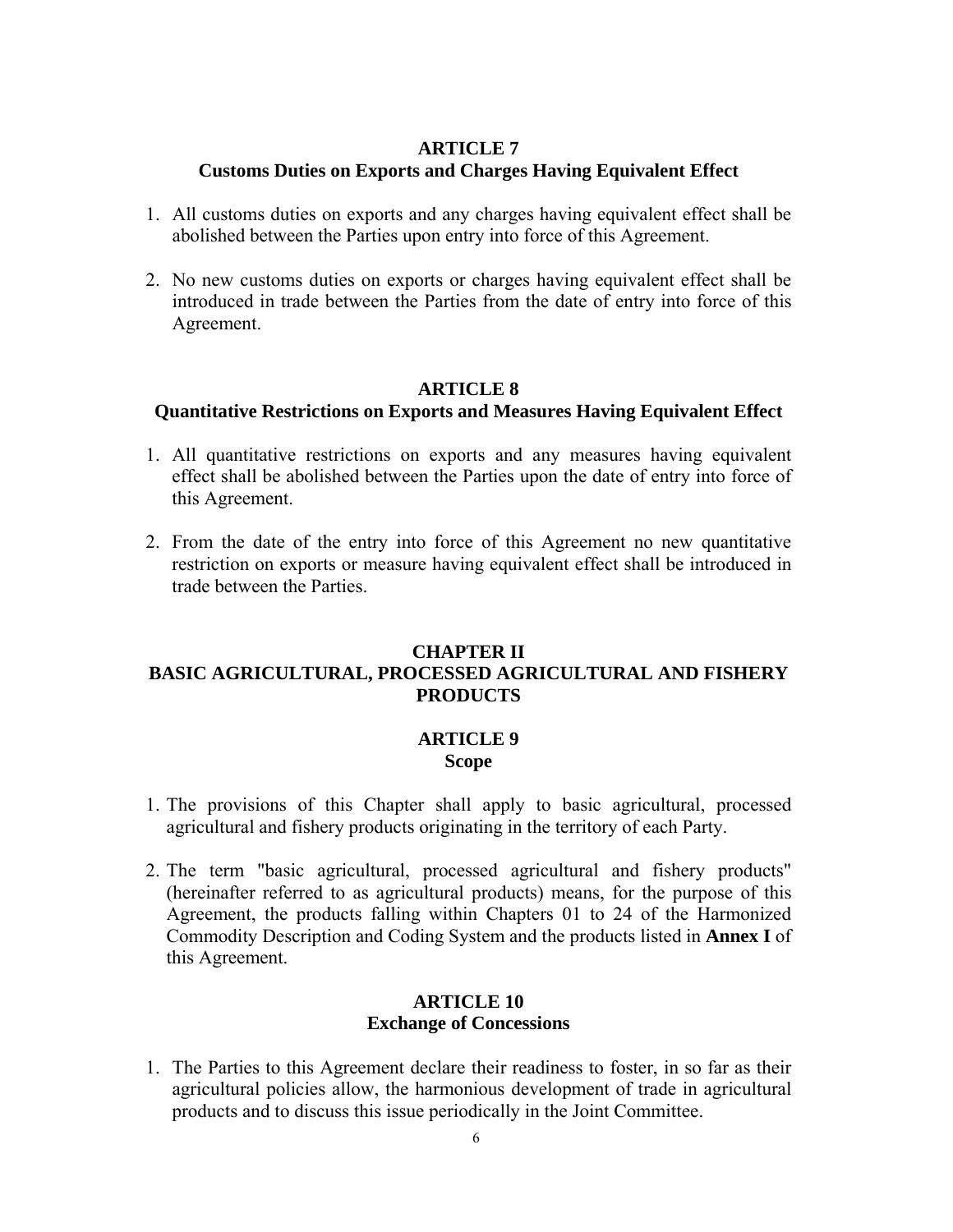## ARTICLE 7
## Customs Duties on Exports and Charges Having Equivalent Effect

1. All customs duties on exports and any charges having equivalent effect shall be abolished between the Parties upon entry into force of this Agreement.

2. No new customs duties on exports or charges having equivalent effect shall be introduced in trade between the Parties from the date of entry into force of this Agreement.

## ARTICLE 8
## Quantitative Restrictions on Exports and Measures Having Equivalent Effect

1. All quantitative restrictions on exports and any measures having equivalent effect shall be abolished between the Parties upon the date of entry into force of this Agreement.

2. From the date of the entry into force of this Agreement no new quantitative restriction on exports or measure having equivalent effect shall be introduced in trade between the Parties.

# CHAPTER II
# BASIC AGRICULTURAL, PROCESSED AGRICULTURAL AND FISHERY PRODUCTS

## ARTICLE 9
## Scope

1. The provisions of this Chapter shall apply to basic agricultural, processed agricultural and fishery products originating in the territory of each Party.

2. The term "basic agricultural, processed agricultural and fishery products" (hereinafter referred to as agricultural products) means, for the purpose of this Agreement, the products falling within Chapters 01 to 24 of the Harmonized Commodity Description and Coding System and the products listed in **Annex I** of this Agreement.

## ARTICLE 10
## Exchange of Concessions

1. The Parties to this Agreement declare their readiness to foster, in so far as their agricultural policies allow, the harmonious development of trade in agricultural products and to discuss this issue periodically in the Joint Committee.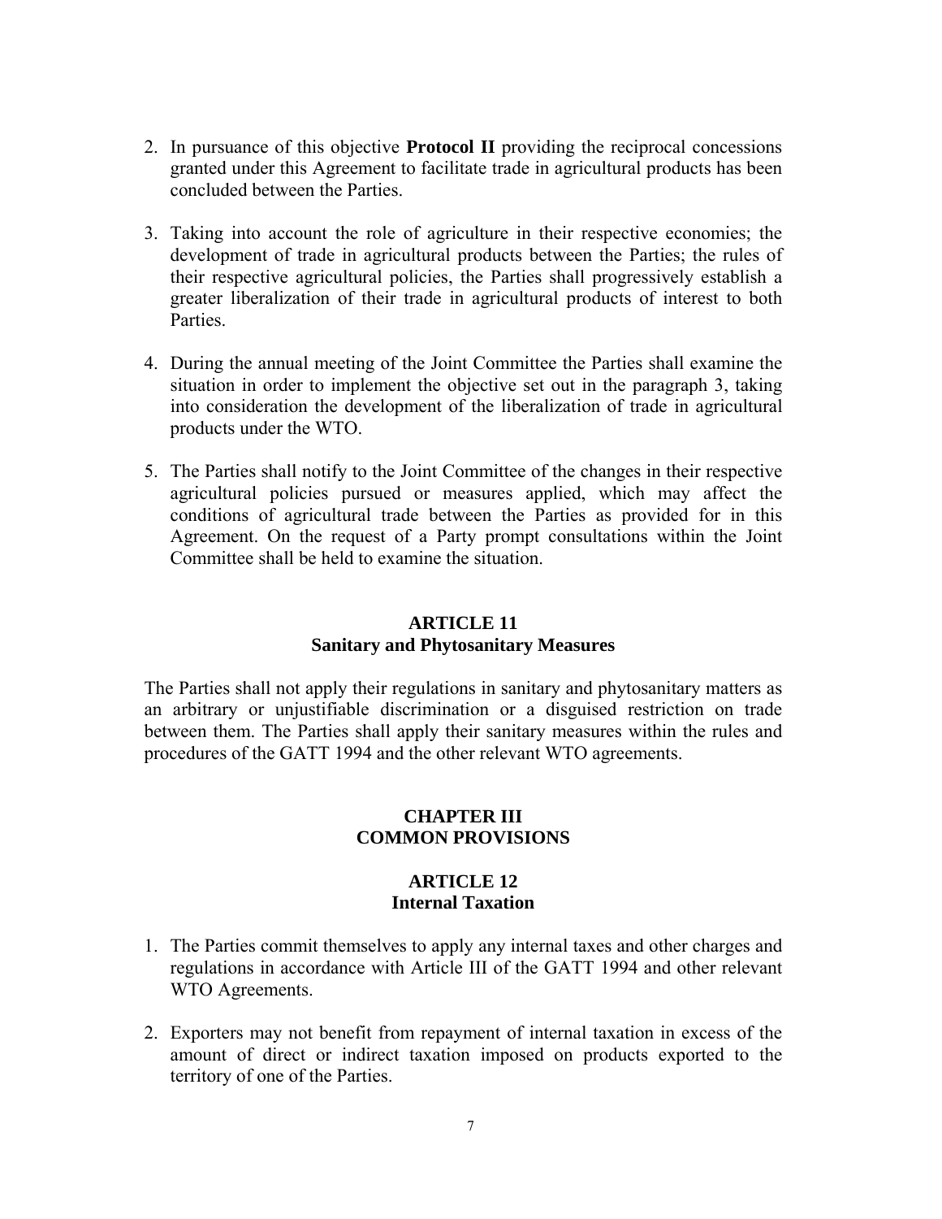2. In pursuance of this objective **Protocol II** providing the reciprocal concessions granted under this Agreement to facilitate trade in agricultural products has been concluded between the Parties.

3. Taking into account the role of agriculture in their respective economies; the development of trade in agricultural products between the Parties; the rules of their respective agricultural policies, the Parties shall progressively establish a greater liberalization of their trade in agricultural products of interest to both Parties.

4. During the annual meeting of the Joint Committee the Parties shall examine the situation in order to implement the objective set out in the paragraph 3, taking into consideration the development of the liberalization of trade in agricultural products under the WTO.

5. The Parties shall notify to the Joint Committee of the changes in their respective agricultural policies pursued or measures applied, which may affect the conditions of agricultural trade between the Parties as provided for in this Agreement. On the request of a Party prompt consultations within the Joint Committee shall be held to examine the situation.

### ARTICLE 11
### Sanitary and Phytosanitary Measures

The Parties shall not apply their regulations in sanitary and phytosanitary matters as an arbitrary or unjustifiable discrimination or a disguised restriction on trade between them. The Parties shall apply their sanitary measures within the rules and procedures of the GATT 1994 and the other relevant WTO agreements.

## CHAPTER III
## COMMON PROVISIONS

### ARTICLE 12
### Internal Taxation

1. The Parties commit themselves to apply any internal taxes and other charges and regulations in accordance with Article III of the GATT 1994 and other relevant WTO Agreements.

2. Exporters may not benefit from repayment of internal taxation in excess of the amount of direct or indirect taxation imposed on products exported to the territory of one of the Parties.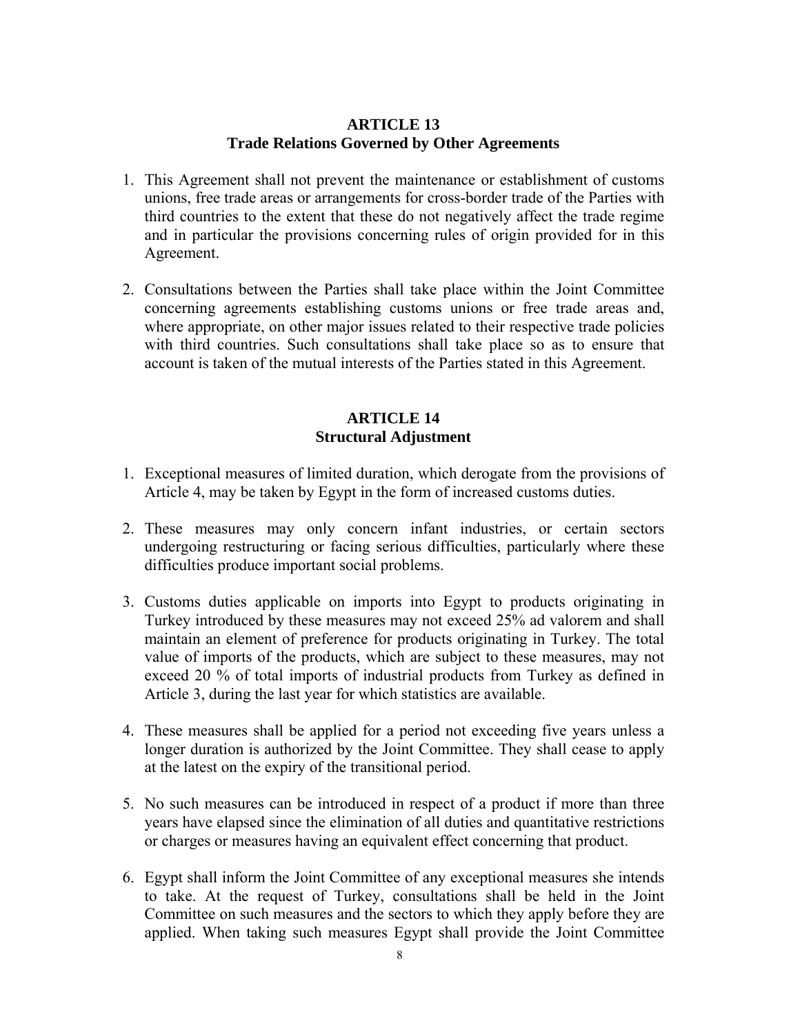## ARTICLE 13
## Trade Relations Governed by Other Agreements

1. This Agreement shall not prevent the maintenance or establishment of customs unions, free trade areas or arrangements for cross-border trade of the Parties with third countries to the extent that these do not negatively affect the trade regime and in particular the provisions concerning rules of origin provided for in this Agreement.

2. Consultations between the Parties shall take place within the Joint Committee concerning agreements establishing customs unions or free trade areas and, where appropriate, on other major issues related to their respective trade policies with third countries. Such consultations shall take place so as to ensure that account is taken of the mutual interests of the Parties stated in this Agreement.

## ARTICLE 14
## Structural Adjustment

1. Exceptional measures of limited duration, which derogate from the provisions of Article 4, may be taken by Egypt in the form of increased customs duties.

2. These measures may only concern infant industries, or certain sectors undergoing restructuring or facing serious difficulties, particularly where these difficulties produce important social problems.

3. Customs duties applicable on imports into Egypt to products originating in Turkey introduced by these measures may not exceed 25% ad valorem and shall maintain an element of preference for products originating in Turkey. The total value of imports of the products, which are subject to these measures, may not exceed 20 % of total imports of industrial products from Turkey as defined in Article 3, during the last year for which statistics are available.

4. These measures shall be applied for a period not exceeding five years unless a longer duration is authorized by the Joint Committee. They shall cease to apply at the latest on the expiry of the transitional period.

5. No such measures can be introduced in respect of a product if more than three years have elapsed since the elimination of all duties and quantitative restrictions or charges or measures having an equivalent effect concerning that product.

6. Egypt shall inform the Joint Committee of any exceptional measures she intends to take. At the request of Turkey, consultations shall be held in the Joint Committee on such measures and the sectors to which they apply before they are applied. When taking such measures Egypt shall provide the Joint Committee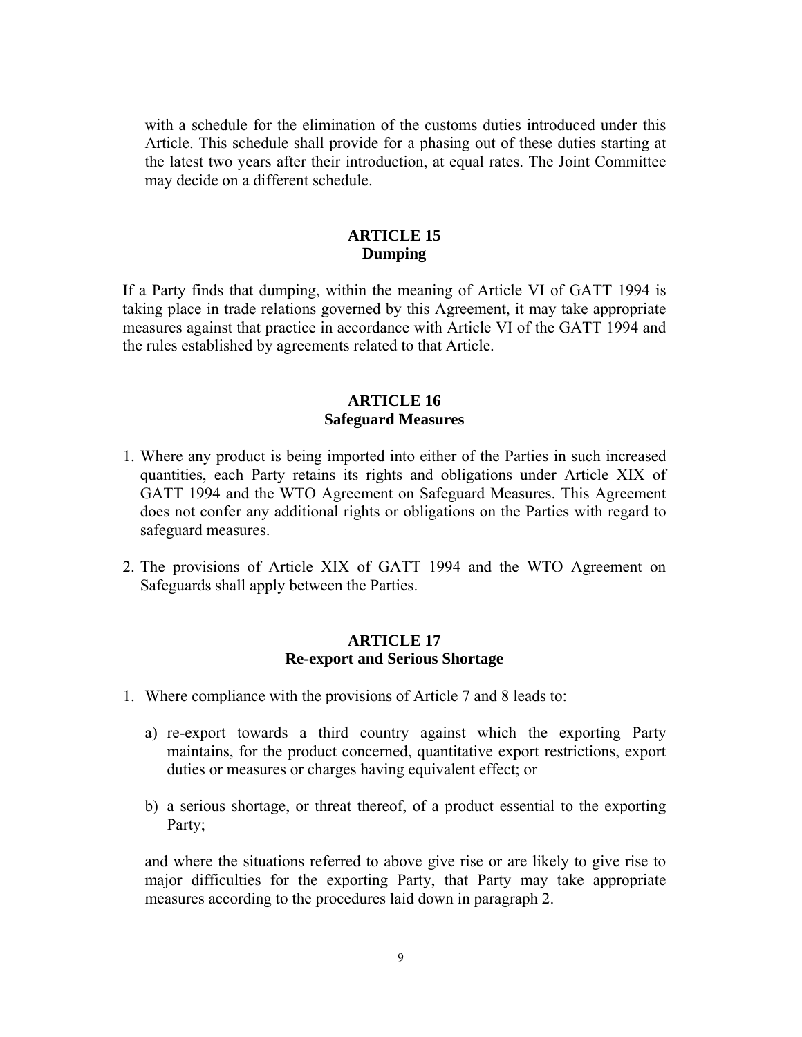with a schedule for the elimination of the customs duties introduced under this Article. This schedule shall provide for a phasing out of these duties starting at the latest two years after their introduction, at equal rates. The Joint Committee may decide on a different schedule.

## ARTICLE 15
## Dumping

If a Party finds that dumping, within the meaning of Article VI of GATT 1994 is taking place in trade relations governed by this Agreement, it may take appropriate measures against that practice in accordance with Article VI of the GATT 1994 and the rules established by agreements related to that Article.

## ARTICLE 16
## Safeguard Measures

1. Where any product is being imported into either of the Parties in such increased quantities, each Party retains its rights and obligations under Article XIX of GATT 1994 and the WTO Agreement on Safeguard Measures. This Agreement does not confer any additional rights or obligations on the Parties with regard to safeguard measures.

2. The provisions of Article XIX of GATT 1994 and the WTO Agreement on Safeguards shall apply between the Parties.

## ARTICLE 17
## Re-export and Serious Shortage

1. Where compliance with the provisions of Article 7 and 8 leads to:

   a) re-export towards a third country against which the exporting Party maintains, for the product concerned, quantitative export restrictions, export duties or measures or charges having equivalent effect; or

   b) a serious shortage, or threat thereof, of a product essential to the exporting Party;

   and where the situations referred to above give rise or are likely to give rise to major difficulties for the exporting Party, that Party may take appropriate measures according to the procedures laid down in paragraph 2.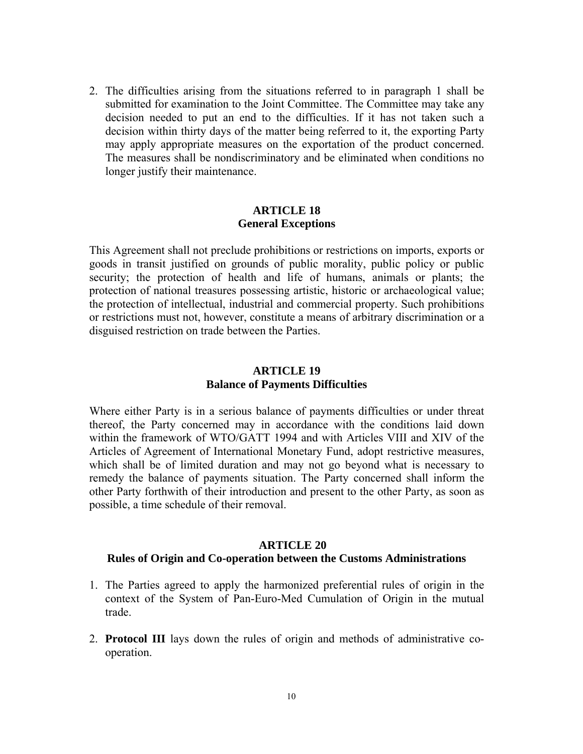2. The difficulties arising from the situations referred to in paragraph 1 shall be submitted for examination to the Joint Committee. The Committee may take any decision needed to put an end to the difficulties. If it has not taken such a decision within thirty days of the matter being referred to it, the exporting Party may apply appropriate measures on the exportation of the product concerned. The measures shall be nondiscriminatory and be eliminated when conditions no longer justify their maintenance.

## ARTICLE 18
## General Exceptions

This Agreement shall not preclude prohibitions or restrictions on imports, exports or goods in transit justified on grounds of public morality, public policy or public security; the protection of health and life of humans, animals or plants; the protection of national treasures possessing artistic, historic or archaeological value; the protection of intellectual, industrial and commercial property. Such prohibitions or restrictions must not, however, constitute a means of arbitrary discrimination or a disguised restriction on trade between the Parties.

## ARTICLE 19
## Balance of Payments Difficulties

Where either Party is in a serious balance of payments difficulties or under threat thereof, the Party concerned may in accordance with the conditions laid down within the framework of WTO/GATT 1994 and with Articles VIII and XIV of the Articles of Agreement of International Monetary Fund, adopt restrictive measures, which shall be of limited duration and may not go beyond what is necessary to remedy the balance of payments situation. The Party concerned shall inform the other Party forthwith of their introduction and present to the other Party, as soon as possible, a time schedule of their removal.

## ARTICLE 20
## Rules of Origin and Co-operation between the Customs Administrations

1. The Parties agreed to apply the harmonized preferential rules of origin in the context of the System of Pan-Euro-Med Cumulation of Origin in the mutual trade.

2. **Protocol III** lays down the rules of origin and methods of administrative co-operation.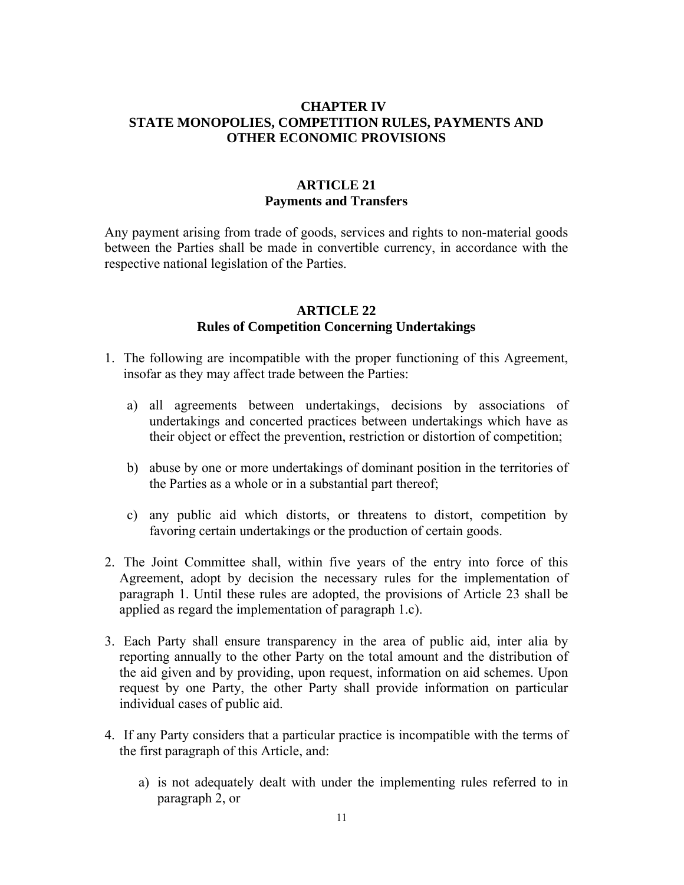## CHAPTER IV
## STATE MONOPOLIES, COMPETITION RULES, PAYMENTS AND OTHER ECONOMIC PROVISIONS

### ARTICLE 21
### Payments and Transfers

Any payment arising from trade of goods, services and rights to non-material goods between the Parties shall be made in convertible currency, in accordance with the respective national legislation of the Parties.

### ARTICLE 22
### Rules of Competition Concerning Undertakings

1. The following are incompatible with the proper functioning of this Agreement, insofar as they may affect trade between the Parties:

   a) all agreements between undertakings, decisions by associations of undertakings and concerted practices between undertakings which have as their object or effect the prevention, restriction or distortion of competition;

   b) abuse by one or more undertakings of dominant position in the territories of the Parties as a whole or in a substantial part thereof;

   c) any public aid which distorts, or threatens to distort, competition by favoring certain undertakings or the production of certain goods.

2. The Joint Committee shall, within five years of the entry into force of this Agreement, adopt by decision the necessary rules for the implementation of paragraph 1. Until these rules are adopted, the provisions of Article 23 shall be applied as regard the implementation of paragraph 1.c).

3. Each Party shall ensure transparency in the area of public aid, inter alia by reporting annually to the other Party on the total amount and the distribution of the aid given and by providing, upon request, information on aid schemes. Upon request by one Party, the other Party shall provide information on particular individual cases of public aid.

4. If any Party considers that a particular practice is incompatible with the terms of the first paragraph of this Article, and:

   a) is not adequately dealt with under the implementing rules referred to in paragraph 2, or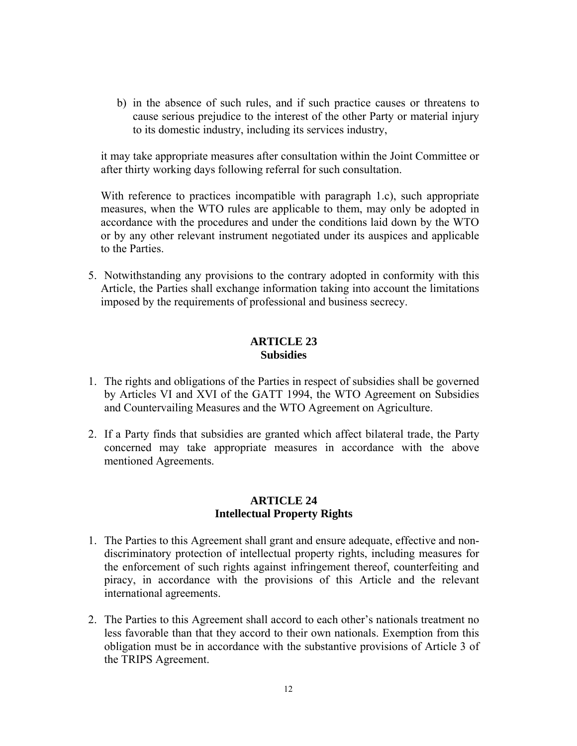b) in the absence of such rules, and if such practice causes or threatens to cause serious prejudice to the interest of the other Party or material injury to its domestic industry, including its services industry,

it may take appropriate measures after consultation within the Joint Committee or after thirty working days following referral for such consultation.

With reference to practices incompatible with paragraph 1.c), such appropriate measures, when the WTO rules are applicable to them, may only be adopted in accordance with the procedures and under the conditions laid down by the WTO or by any other relevant instrument negotiated under its auspices and applicable to the Parties.

5. Notwithstanding any provisions to the contrary adopted in conformity with this Article, the Parties shall exchange information taking into account the limitations imposed by the requirements of professional and business secrecy.

## ARTICLE 23
## Subsidies

1. The rights and obligations of the Parties in respect of subsidies shall be governed by Articles VI and XVI of the GATT 1994, the WTO Agreement on Subsidies and Countervailing Measures and the WTO Agreement on Agriculture.

2. If a Party finds that subsidies are granted which affect bilateral trade, the Party concerned may take appropriate measures in accordance with the above mentioned Agreements.

## ARTICLE 24
## Intellectual Property Rights

1. The Parties to this Agreement shall grant and ensure adequate, effective and non-discriminatory protection of intellectual property rights, including measures for the enforcement of such rights against infringement thereof, counterfeiting and piracy, in accordance with the provisions of this Article and the relevant international agreements.

2. The Parties to this Agreement shall accord to each other's nationals treatment no less favorable than that they accord to their own nationals. Exemption from this obligation must be in accordance with the substantive provisions of Article 3 of the TRIPS Agreement.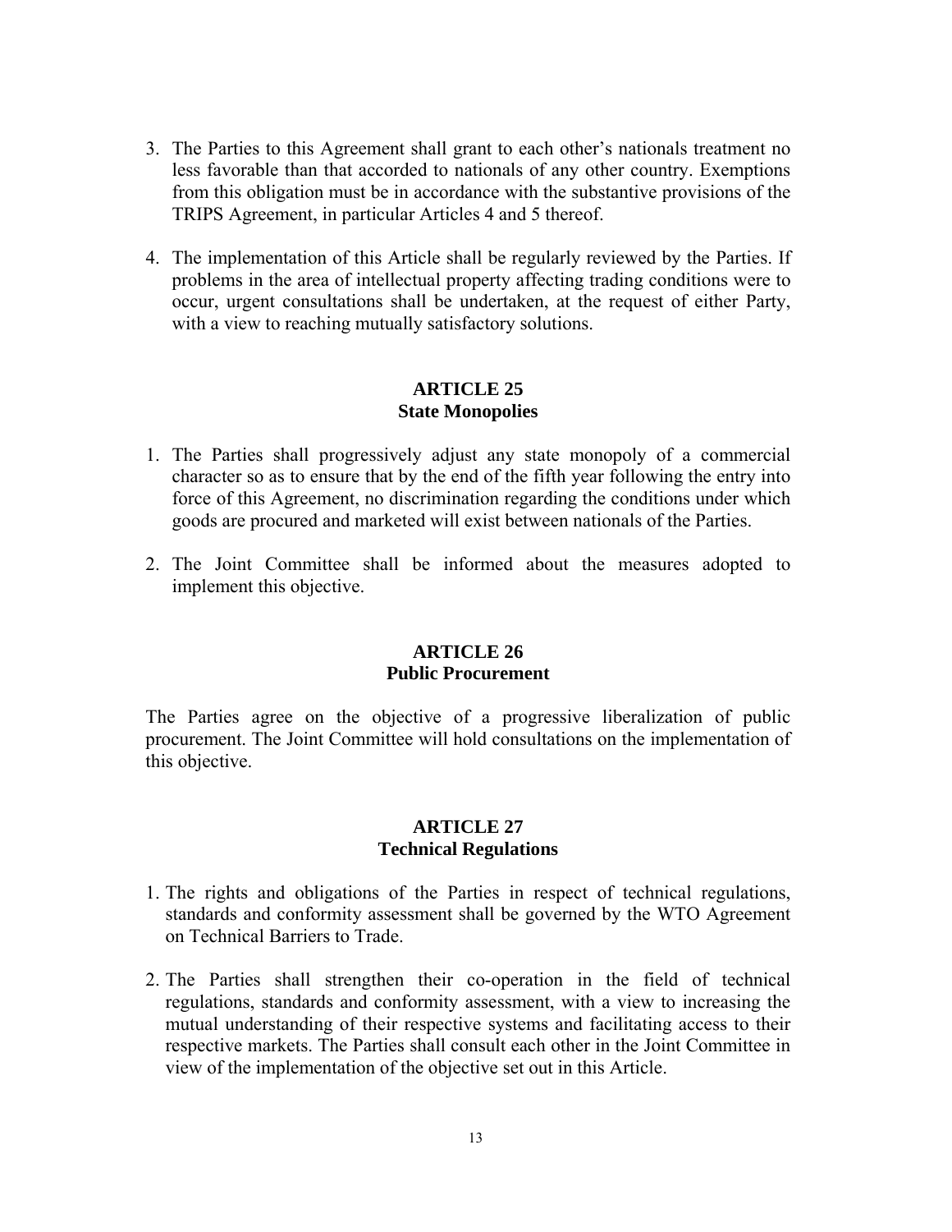3. The Parties to this Agreement shall grant to each other's nationals treatment no less favorable than that accorded to nationals of any other country. Exemptions from this obligation must be in accordance with the substantive provisions of the TRIPS Agreement, in particular Articles 4 and 5 thereof.

4. The implementation of this Article shall be regularly reviewed by the Parties. If problems in the area of intellectual property affecting trading conditions were to occur, urgent consultations shall be undertaken, at the request of either Party, with a view to reaching mutually satisfactory solutions.

## ARTICLE 25
## State Monopolies

1. The Parties shall progressively adjust any state monopoly of a commercial character so as to ensure that by the end of the fifth year following the entry into force of this Agreement, no discrimination regarding the conditions under which goods are procured and marketed will exist between nationals of the Parties.

2. The Joint Committee shall be informed about the measures adopted to implement this objective.

## ARTICLE 26
## Public Procurement

The Parties agree on the objective of a progressive liberalization of public procurement. The Joint Committee will hold consultations on the implementation of this objective.

## ARTICLE 27
## Technical Regulations

1. The rights and obligations of the Parties in respect of technical regulations, standards and conformity assessment shall be governed by the WTO Agreement on Technical Barriers to Trade.

2. The Parties shall strengthen their co-operation in the field of technical regulations, standards and conformity assessment, with a view to increasing the mutual understanding of their respective systems and facilitating access to their respective markets. The Parties shall consult each other in the Joint Committee in view of the implementation of the objective set out in this Article.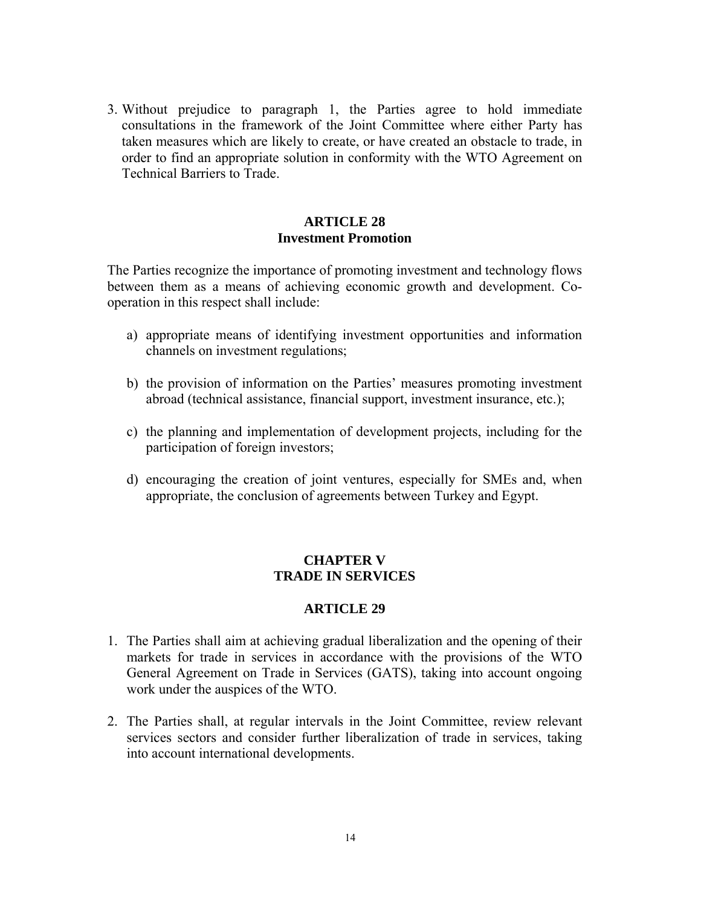3. Without prejudice to paragraph 1, the Parties agree to hold immediate consultations in the framework of the Joint Committee where either Party has taken measures which are likely to create, or have created an obstacle to trade, in order to find an appropriate solution in conformity with the WTO Agreement on Technical Barriers to Trade.

## ARTICLE 28
## Investment Promotion

The Parties recognize the importance of promoting investment and technology flows between them as a means of achieving economic growth and development. Co-operation in this respect shall include:

a) appropriate means of identifying investment opportunities and information channels on investment regulations;

b) the provision of information on the Parties' measures promoting investment abroad (technical assistance, financial support, investment insurance, etc.);

c) the planning and implementation of development projects, including for the participation of foreign investors;

d) encouraging the creation of joint ventures, especially for SMEs and, when appropriate, the conclusion of agreements between Turkey and Egypt.

# CHAPTER V
# TRADE IN SERVICES

## ARTICLE 29

1. The Parties shall aim at achieving gradual liberalization and the opening of their markets for trade in services in accordance with the provisions of the WTO General Agreement on Trade in Services (GATS), taking into account ongoing work under the auspices of the WTO.

2. The Parties shall, at regular intervals in the Joint Committee, review relevant services sectors and consider further liberalization of trade in services, taking into account international developments.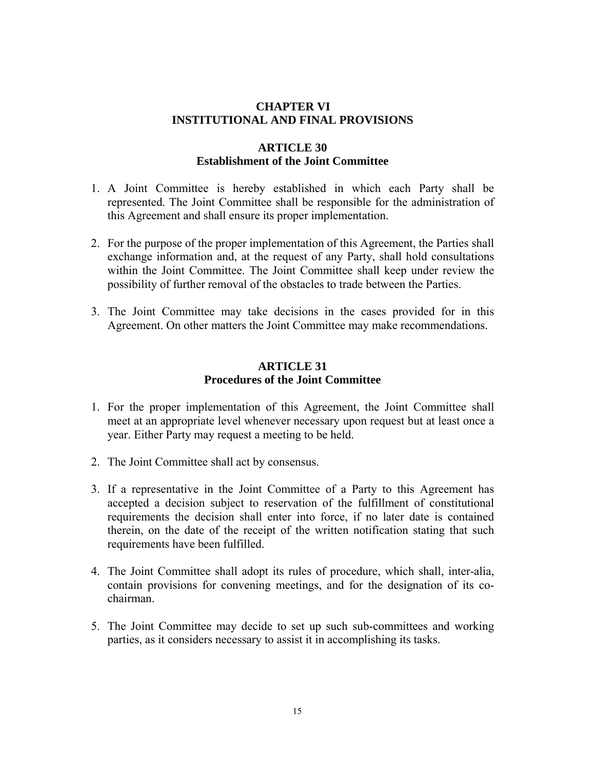## CHAPTER VI
## INSTITUTIONAL AND FINAL PROVISIONS

### ARTICLE 30
### Establishment of the Joint Committee

1. A Joint Committee is hereby established in which each Party shall be represented. The Joint Committee shall be responsible for the administration of this Agreement and shall ensure its proper implementation.

2. For the purpose of the proper implementation of this Agreement, the Parties shall exchange information and, at the request of any Party, shall hold consultations within the Joint Committee. The Joint Committee shall keep under review the possibility of further removal of the obstacles to trade between the Parties.

3. The Joint Committee may take decisions in the cases provided for in this Agreement. On other matters the Joint Committee may make recommendations.

### ARTICLE 31
### Procedures of the Joint Committee

1. For the proper implementation of this Agreement, the Joint Committee shall meet at an appropriate level whenever necessary upon request but at least once a year. Either Party may request a meeting to be held.

2. The Joint Committee shall act by consensus.

3. If a representative in the Joint Committee of a Party to this Agreement has accepted a decision subject to reservation of the fulfillment of constitutional requirements the decision shall enter into force, if no later date is contained therein, on the date of the receipt of the written notification stating that such requirements have been fulfilled.

4. The Joint Committee shall adopt its rules of procedure, which shall, inter-alia, contain provisions for convening meetings, and for the designation of its co-chairman.

5. The Joint Committee may decide to set up such sub-committees and working parties, as it considers necessary to assist it in accomplishing its tasks.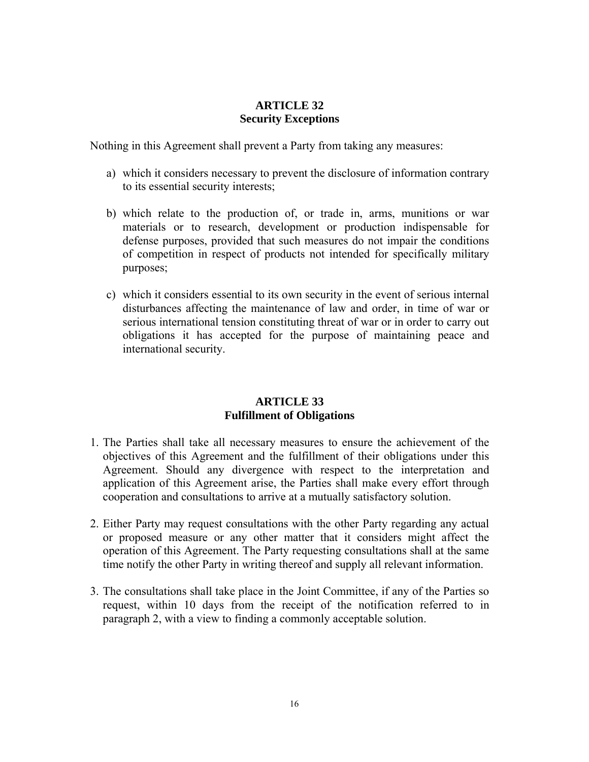## ARTICLE 32
## Security Exceptions

Nothing in this Agreement shall prevent a Party from taking any measures:

a) which it considers necessary to prevent the disclosure of information contrary to its essential security interests;

b) which relate to the production of, or trade in, arms, munitions or war materials or to research, development or production indispensable for defense purposes, provided that such measures do not impair the conditions of competition in respect of products not intended for specifically military purposes;

c) which it considers essential to its own security in the event of serious internal disturbances affecting the maintenance of law and order, in time of war or serious international tension constituting threat of war or in order to carry out obligations it has accepted for the purpose of maintaining peace and international security.

## ARTICLE 33
## Fulfillment of Obligations

1. The Parties shall take all necessary measures to ensure the achievement of the objectives of this Agreement and the fulfillment of their obligations under this Agreement. Should any divergence with respect to the interpretation and application of this Agreement arise, the Parties shall make every effort through cooperation and consultations to arrive at a mutually satisfactory solution.

2. Either Party may request consultations with the other Party regarding any actual or proposed measure or any other matter that it considers might affect the operation of this Agreement. The Party requesting consultations shall at the same time notify the other Party in writing thereof and supply all relevant information.

3. The consultations shall take place in the Joint Committee, if any of the Parties so request, within 10 days from the receipt of the notification referred to in paragraph 2, with a view to finding a commonly acceptable solution.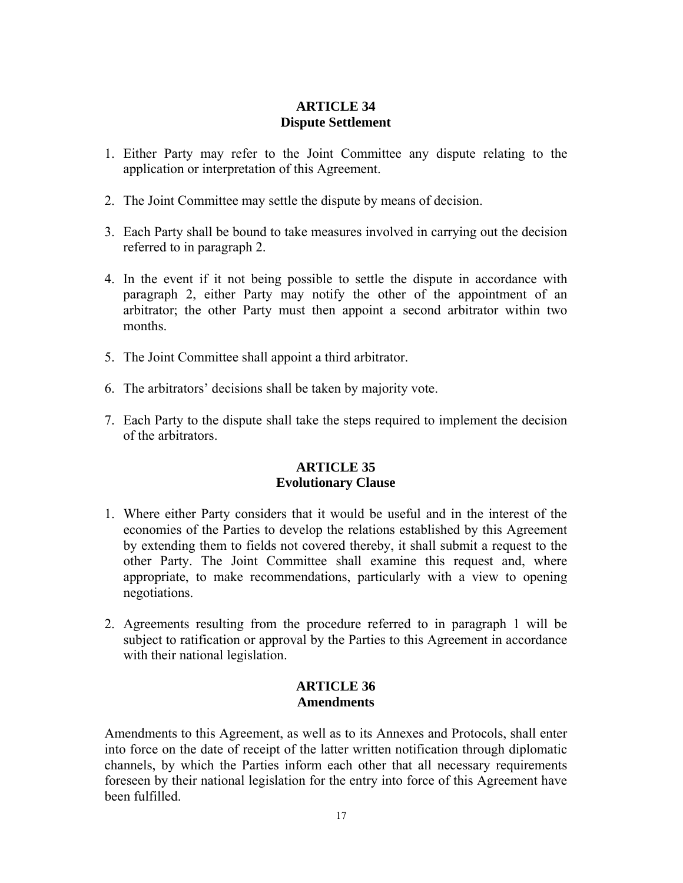## ARTICLE 34
## Dispute Settlement

1. Either Party may refer to the Joint Committee any dispute relating to the application or interpretation of this Agreement.

2. The Joint Committee may settle the dispute by means of decision.

3. Each Party shall be bound to take measures involved in carrying out the decision referred to in paragraph 2.

4. In the event if it not being possible to settle the dispute in accordance with paragraph 2, either Party may notify the other of the appointment of an arbitrator; the other Party must then appoint a second arbitrator within two months.

5. The Joint Committee shall appoint a third arbitrator.

6. The arbitrators' decisions shall be taken by majority vote.

7. Each Party to the dispute shall take the steps required to implement the decision of the arbitrators.

## ARTICLE 35
## Evolutionary Clause

1. Where either Party considers that it would be useful and in the interest of the economies of the Parties to develop the relations established by this Agreement by extending them to fields not covered thereby, it shall submit a request to the other Party. The Joint Committee shall examine this request and, where appropriate, to make recommendations, particularly with a view to opening negotiations.

2. Agreements resulting from the procedure referred to in paragraph 1 will be subject to ratification or approval by the Parties to this Agreement in accordance with their national legislation.

## ARTICLE 36
## Amendments

Amendments to this Agreement, as well as to its Annexes and Protocols, shall enter into force on the date of receipt of the latter written notification through diplomatic channels, by which the Parties inform each other that all necessary requirements foreseen by their national legislation for the entry into force of this Agreement have been fulfilled.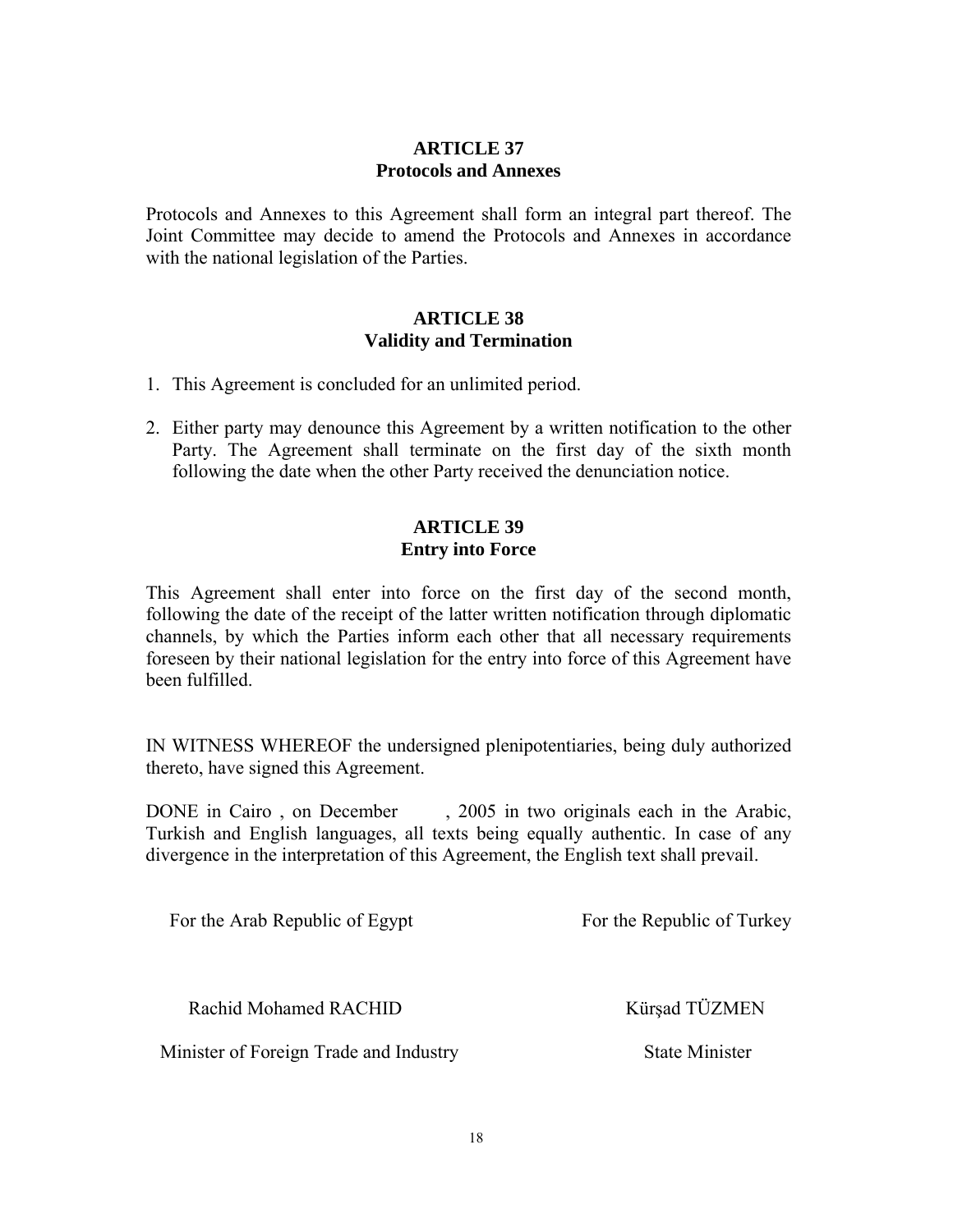## ARTICLE 37
## Protocols and Annexes

Protocols and Annexes to this Agreement shall form an integral part thereof. The Joint Committee may decide to amend the Protocols and Annexes in accordance with the national legislation of the Parties.

## ARTICLE 38
## Validity and Termination

1. This Agreement is concluded for an unlimited period.

2. Either party may denounce this Agreement by a written notification to the other Party. The Agreement shall terminate on the first day of the sixth month following the date when the other Party received the denunciation notice.

## ARTICLE 39
## Entry into Force

This Agreement shall enter into force on the first day of the second month, following the date of the receipt of the latter written notification through diplomatic channels, by which the Parties inform each other that all necessary requirements foreseen by their national legislation for the entry into force of this Agreement have been fulfilled.

IN WITNESS WHEREOF the undersigned plenipotentiaries, being duly authorized thereto, have signed this Agreement.

DONE in Cairo , on December , 2005 in two originals each in the Arabic, Turkish and English languages, all texts being equally authentic. In case of any divergence in the interpretation of this Agreement, the English text shall prevail.

| For the Arab Republic of Egypt | For the Republic of Turkey |
|---|---|
| Rachid Mohamed RACHID | Kürşad TÜZMEN |
| Minister of Foreign Trade and Industry | State Minister |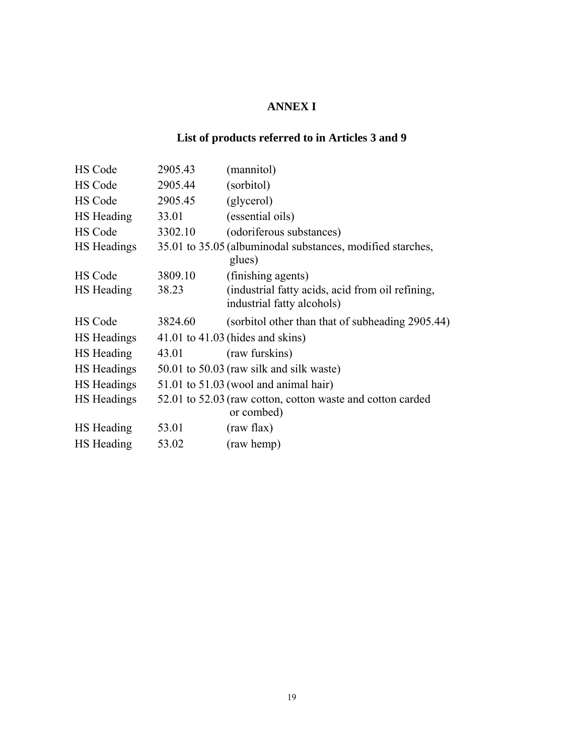# ANNEX I

## List of products referred to in Articles 3 and 9

| | | |
|---|---|---|
| HS Code | 2905.43 | (mannitol) |
| HS Code | 2905.44 | (sorbitol) |
| HS Code | 2905.45 | (glycerol) |
| HS Heading | 33.01 | (essential oils) |
| HS Code | 3302.10 | (odoriferous substances) |
| HS Headings | 35.01 to 35.05 | (albuminodal substances, modified starches, glues) |
| HS Code | 3809.10 | (finishing agents) |
| HS Heading | 38.23 | (industrial fatty acids, acid from oil refining, industrial fatty alcohols) |
| HS Code | 3824.60 | (sorbitol other than that of subheading 2905.44) |
| HS Headings | 41.01 to 41.03 | (hides and skins) |
| HS Heading | 43.01 | (raw furskins) |
| HS Headings | 50.01 to 50.03 | (raw silk and silk waste) |
| HS Headings | 51.01 to 51.03 | (wool and animal hair) |
| HS Headings | 52.01 to 52.03 | (raw cotton, cotton waste and cotton carded or combed) |
| HS Heading | 53.01 | (raw flax) |
| HS Heading | 53.02 | (raw hemp) |